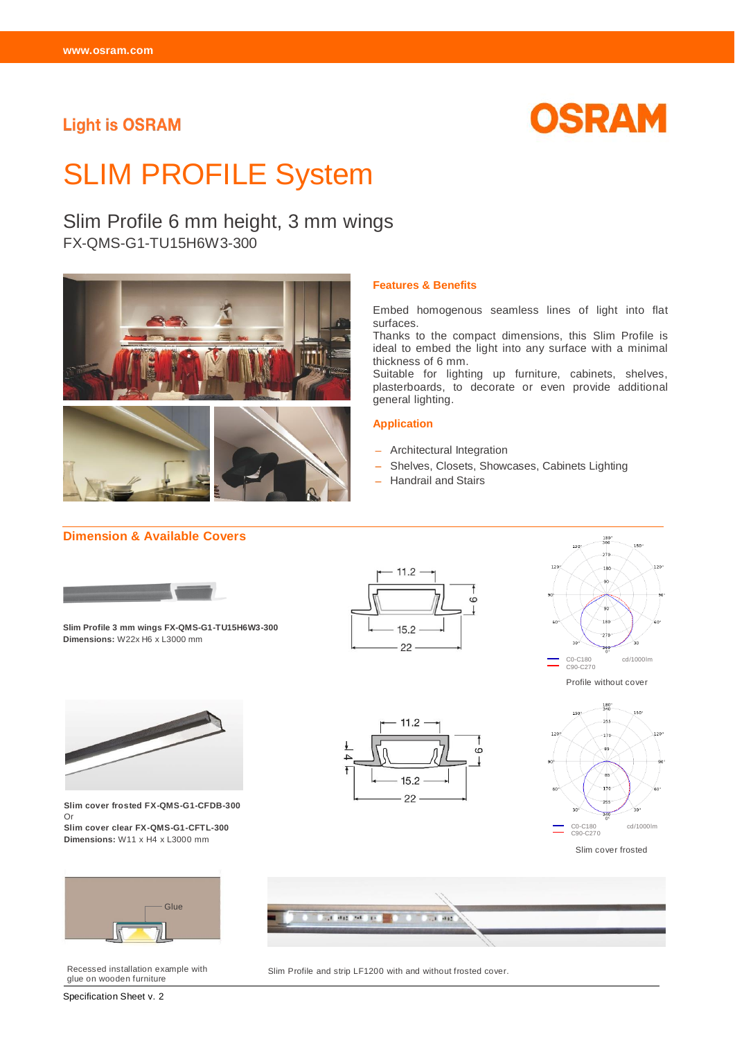Light is OSRAM

# SLIM PROFILE System

## Slim Profile 6 mm height, 3 mm wings

FX-QMS-G1-TU15H6W3-300

### Features & Benefits

Embed homogenous seamless lines of light into flat surfaces.
Thanks to the compact dimensions, this Slim Profile is ideal to embed the light into any surface with a minimal thickness of 6 mm.
Suitable for lighting up furniture, cabinets, shelves, plasterboards, to decorate or even provide additional general lighting.

### Application

- Architectural Integration
- Shelves, Closets, Showcases, Cabinets Lighting
- Handrail and Stairs

### Dimension & Available Covers

**Slim Profile 3 mm wings FX-QMS-G1-TU15H6W3-300**
**Dimensions:** W22x H6 x L3000 mm

11.2
15.2
22
6

C0-C180
C90-C270
cd/1000lm

Profile without cover

**Slim cover frosted FX-QMS-G1-CFDB-300**
Or
**Slim cover clear FX-QMS-G1-CFTL-300**
**Dimensions:** W11 x H4 x L3000 mm

11.2
15.2
22
4
6

C0-C180
C90-C270
cd/1000lm

Slim cover frosted

Glue

Recessed installation example with glue on wooden furniture

Slim Profile and strip LF1200 with and without frosted cover.

Specification Sheet v. 2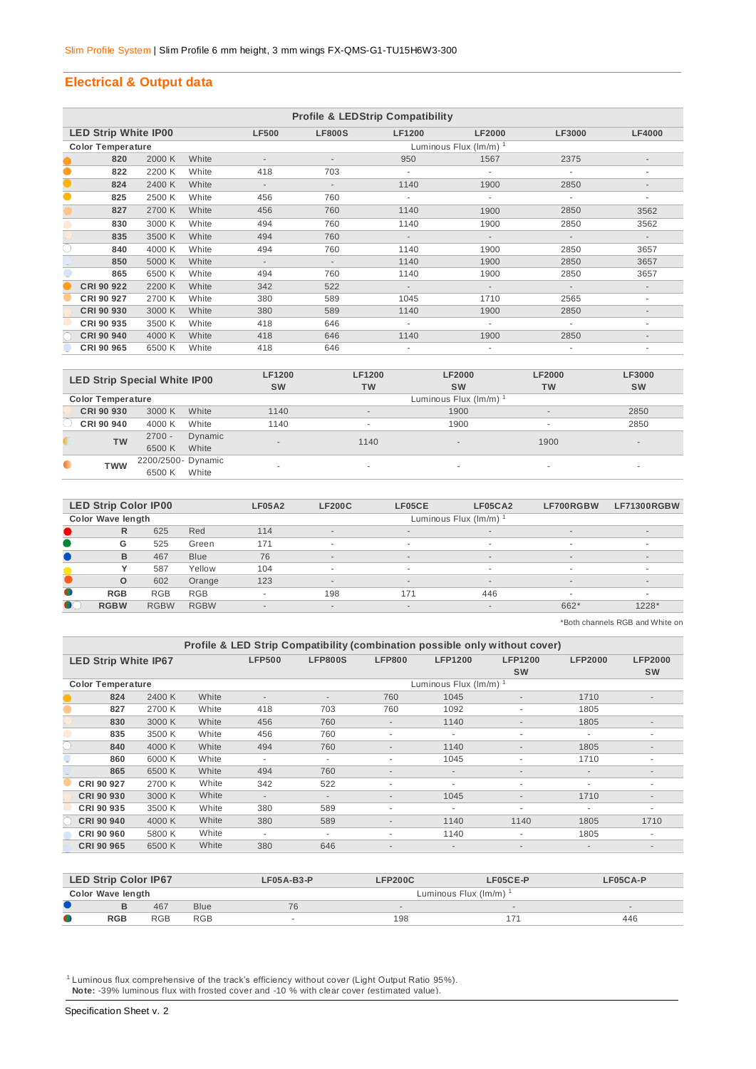Slim Profile System | Slim Profile 6 mm height, 3 mm wings FX-QMS-G1-TU15H6W3-300

## Electrical & Output data

**Profile & LEDStrip Compatibility**

| LED Strip White IP00 | | | LF500 | LF800S | LF1200 | LF2000 | LF3000 | LF4000 |
|---|---|---|---|---|---|---|---|---|
| Color Temperature | | | Luminous Flux (lm/m) [1] | | | | | |
| 820 | 2000 K | White | - | - | 950 | 1567 | 2375 | - |
| 822 | 2200 K | White | 418 | 703 | - | - | - | - |
| 824 | 2400 K | White | - | - | 1140 | 1900 | 2850 | - |
| 825 | 2500 K | White | 456 | 760 | - | - | - | - |
| 827 | 2700 K | White | 456 | 760 | 1140 | 1900 | 2850 | 3562 |
| 830 | 3000 K | White | 494 | 760 | 1140 | 1900 | 2850 | 3562 |
| 835 | 3500 K | White | 494 | 760 | - | - | - | - |
| 840 | 4000 K | White | 494 | 760 | 1140 | 1900 | 2850 | 3657 |
| 850 | 5000 K | White | - | - | 1140 | 1900 | 2850 | 3657 |
| 865 | 6500 K | White | 494 | 760 | 1140 | 1900 | 2850 | 3657 |
| CRI 90 922 | 2200 K | White | 342 | 522 | - | - | - | - |
| CRI 90 927 | 2700 K | White | 380 | 589 | 1045 | 1710 | 2565 | - |
| CRI 90 930 | 3000 K | White | 380 | 589 | 1140 | 1900 | 2850 | - |
| CRI 90 935 | 3500 K | White | 418 | 646 | - | - | - | - |
| CRI 90 940 | 4000 K | White | 418 | 646 | 1140 | 1900 | 2850 | - |
| CRI 90 965 | 6500 K | White | 418 | 646 | - | - | - | - |

| LED Strip Special White IP00 | | | LF1200 SW | LF1200 TW | LF2000 SW | LF2000 TW | LF3000 SW |
|---|---|---|---|---|---|---|---|
| Color Temperature | | | Luminous Flux (lm/m) [1] | | | | |
| CRI 90 930 | 3000 K | White | 1140 | - | 1900 | - | 2850 |
| CRI 90 940 | 4000 K | White | 1140 | - | 1900 | - | 2850 |
| TW | 2700 - 6500 K | Dynamic White | - | 1140 | - | 1900 | - |
| TWW | 2200/2500- 6500 K | Dynamic White | - | - | - | - | - |

| LED Strip Color IP00 | | | LF05A2 | LF200C | LF05CE | LF05CA2 | LF700RGBW | LF71300RGBW |
|---|---|---|---|---|---|---|---|---|
| Color Wave length | | | Luminous Flux (lm/m) [1] | | | | | |
| R | 625 | Red | 114 | - | - | - | - | - |
| G | 525 | Green | 171 | - | - | - | - | - |
| B | 467 | Blue | 76 | - | - | - | - | - |
| Y | 587 | Yellow | 104 | - | - | - | - | - |
| O | 602 | Orange | 123 | - | - | - | - | - |
| RGB | RGB | RGB | - | 198 | 171 | 446 | - | - |
| RGBW | RGBW | RGBW | - | - | - | - | 662* | 1228* |

*Both channels RGB and White on

**Profile & LED Strip Compatibility (combination possible only without cover)**

| LED Strip White IP67 | | | LFP500 | LFP800S | LFP800 | LFP1200 | LFP1200 SW | LFP2000 | LFP2000 SW |
|---|---|---|---|---|---|---|---|---|---|
| Color Temperature | | | Luminous Flux (lm/m) [1] | | | | | | |
| 824 | 2400 K | White | - | - | 760 | 1045 | - | 1710 | - |
| 827 | 2700 K | White | 418 | 703 | 760 | 1092 | - | 1805 | |
| 830 | 3000 K | White | 456 | 760 | - | 1140 | - | 1805 | - |
| 835 | 3500 K | White | 456 | 760 | - | - | - | - | - |
| 840 | 4000 K | White | 494 | 760 | - | 1140 | - | 1805 | - |
| 860 | 6000 K | White | - | - | - | 1045 | - | 1710 | - |
| 865 | 6500 K | White | 494 | 760 | - | - | - | - | - |
| CRI 90 927 | 2700 K | White | 342 | 522 | - | - | - | - | - |
| CRI 90 930 | 3000 K | White | - | - | - | 1045 | - | 1710 | - |
| CRI 90 935 | 3500 K | White | 380 | 589 | - | - | - | - | - |
| CRI 90 940 | 4000 K | White | 380 | 589 | - | 1140 | 1140 | 1805 | 1710 |
| CRI 90 960 | 5800 K | White | - | - | - | 1140 | - | 1805 | - |
| CRI 90 965 | 6500 K | White | 380 | 646 | - | - | - | - | - |

| LED Strip Color IP67 | | | LF05A-B3-P | LFP200C | LF05CE-P | LF05CA-P |
|---|---|---|---|---|---|---|
| Color Wave length | | | Luminous Flux (lm/m) [1] | | | |
| B | 467 | Blue | 76 | - | - | - |
| RGB | RGB | RGB | - | 198 | 171 | 446 |

[1] Luminous flux comprehensive of the track's efficiency without cover (Light Output Ratio 95%).
**Note:** -39% luminous flux with frosted cover and -10 % with clear cover (estimated value).

Specification Sheet v. 2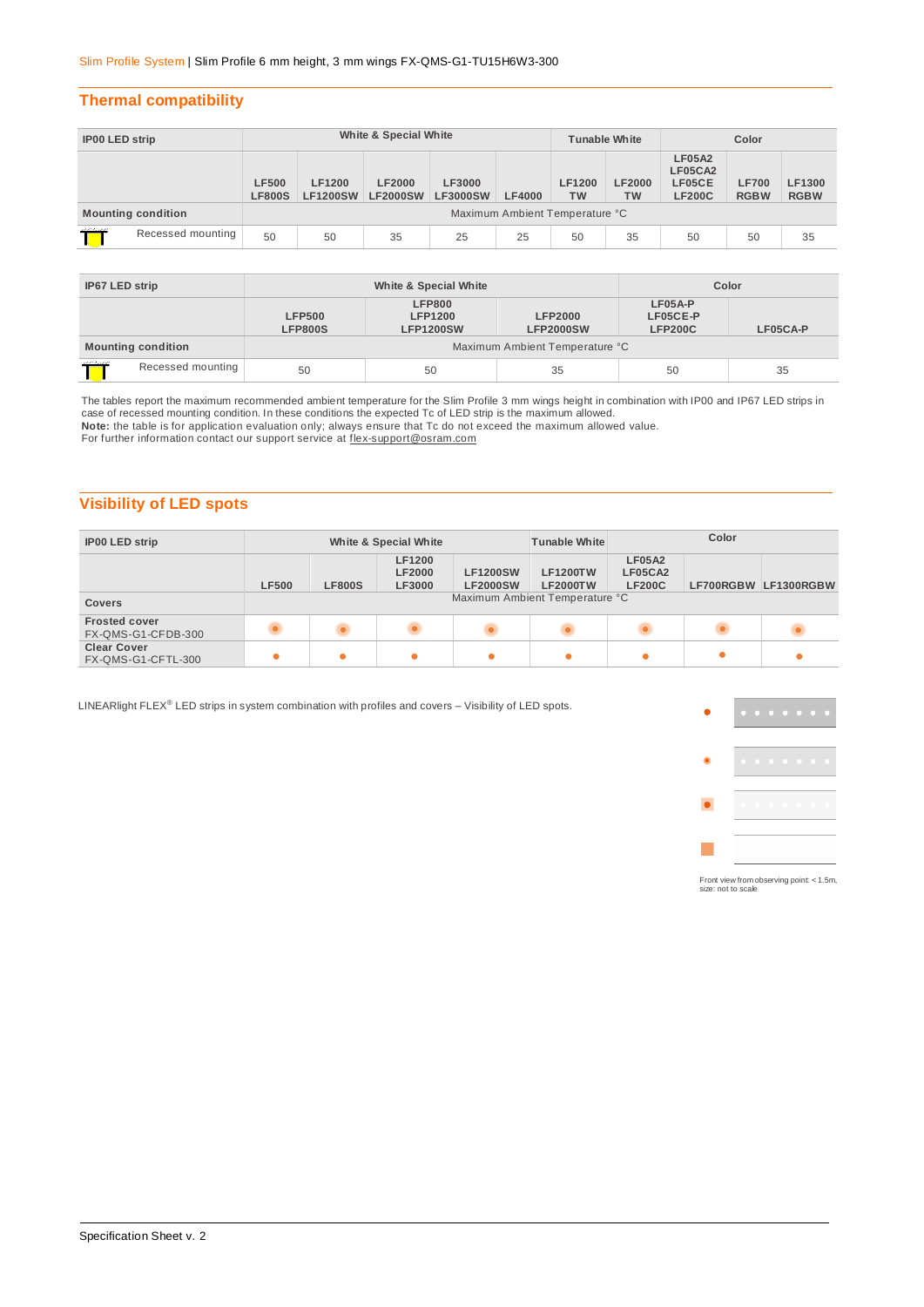## Thermal compatibility

| IP00 LED strip | White & Special White | | | | | Tunable White | | Color | | |
|---|---|---|---|---|---|---|---|---|---|---|
| | LF500 LF800S | LF1200 LF1200SW | LF2000 LF2000SW | LF3000 LF3000SW | LF4000 | LF1200 TW | LF2000 TW | LF05A2 LF05CA2 LF05CE LF200C | LF700 RGBW | LF1300 RGBW |
| Mounting condition | Maximum Ambient Temperature °C | | | | | | | | | |
| Recessed mounting | 50 | 50 | 35 | 25 | 25 | 50 | 35 | 50 | 50 | 35 |

| IP67 LED strip | White & Special White | | | Color | |
|---|---|---|---|---|---|
| | LFP500 LFP800S | LFP800 LFP1200 LFP1200SW | LFP2000 LFP2000SW | LF05A-P LF05CE-P LFP200C | LF05CA-P |
| Mounting condition | Maximum Ambient Temperature °C | | | | |
| Recessed mounting | 50 | 50 | 35 | 50 | 35 |

The tables report the maximum recommended ambient temperature for the Slim Profile 3 mm wings height in combination with IP00 and IP67 LED strips in case of recessed mounting condition. In these conditions the expected Tc of LED strip is the maximum allowed.
**Note:** the table is for application evaluation only; always ensure that Tc do not exceed the maximum allowed value.
For further information contact our support service at flex-support@osram.com

## Visibility of LED spots

| IP00 LED strip | White & Special White | | | | Tunable White | Color | | |
|---|---|---|---|---|---|---|---|---|
| | LF500 | LF800S | LF1200 LF2000 LF3000 | LF1200SW LF2000SW | LF1200TW LF2000TW | LF05A2 LF05CA2 LF200C | LF700RGBW | LF1300RGBW |
| Covers | Maximum Ambient Temperature °C | | | | | | | |
| Frosted cover FX-QMS-G1-CFDB-300 | ● | ● | ● | ● | ● | ● | ● | ● |
| Clear Cover FX-QMS-G1-CFTL-300 | ● | ● | ● | ● | ● | ● | ● | ● |

LINEARlight FLEX® LED strips in system combination with profiles and covers – Visibility of LED spots.

Front view from observing point: < 1.5m, size: not to scale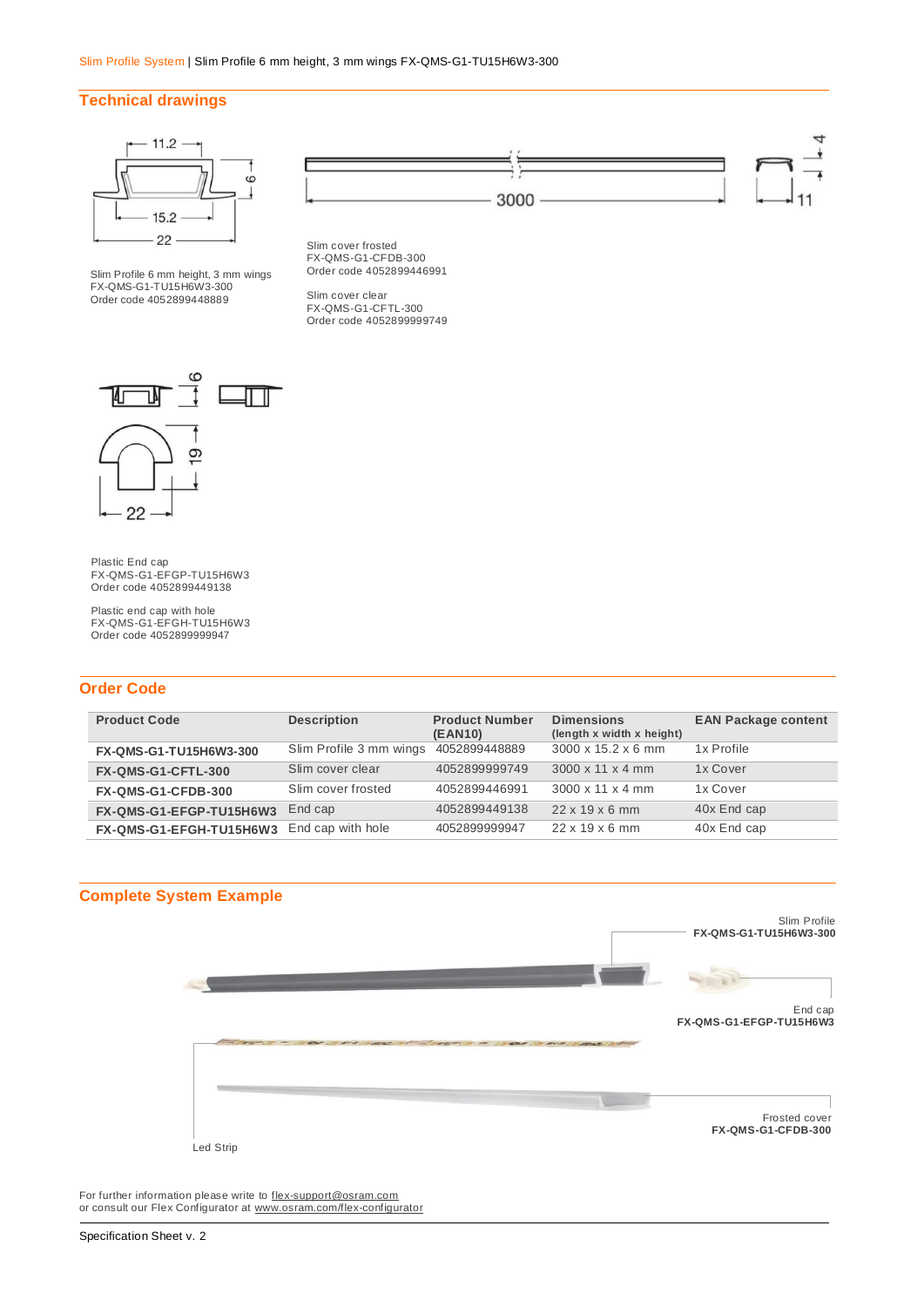Slim Profile System | Slim Profile 6 mm height, 3 mm wings FX-QMS-G1-TU15H6W3-300

## Technical drawings

11.2

6

15.2

22

3000

4

11

Slim Profile 6 mm height, 3 mm wings
FX-QMS-G1-TU15H6W3-300
Order code 4052899448889

Slim cover frosted
FX-QMS-G1-CFDB-300
Order code 4052899446991

Slim cover clear
FX-QMS-G1-CFTL-300
Order code 4052899999749

6

19

22

Plastic End cap
FX-QMS-G1-EFGP-TU15H6W3
Order code 4052899449138

Plastic end cap with hole
FX-QMS-G1-EFGH-TU15H6W3
Order code 4052899999947

## Order Code

| Product Code | Description | Product Number (EAN10) | Dimensions (length x width x height) | EAN Package content |
|---|---|---|---|---|
| **FX-QMS-G1-TU15H6W3-300** | Slim Profile 3 mm wings | 4052899448889 | 3000 x 15.2 x 6 mm | 1x Profile |
| **FX-QMS-G1-CFTL-300** | Slim cover clear | 4052899999749 | 3000 x 11 x 4 mm | 1x Cover |
| **FX-QMS-G1-CFDB-300** | Slim cover frosted | 4052899446991 | 3000 x 11 x 4 mm | 1x Cover |
| **FX-QMS-G1-EFGP-TU15H6W3** | End cap | 4052899449138 | 22 x 19 x 6 mm | 40x End cap |
| **FX-QMS-G1-EFGH-TU15H6W3** | End cap with hole | 4052899999947 | 22 x 19 x 6 mm | 40x End cap |

## Complete System Example

Slim Profile
**FX-QMS-G1-TU15H6W3-300**

End cap
**FX-QMS-G1-EFGP-TU15H6W3**

Frosted cover
**FX-QMS-G1-CFDB-300**

Led Strip

For further information please write to flex-support@osram.com
or consult our Flex Configurator at www.osram.com/flex-configurator

Specification Sheet v. 2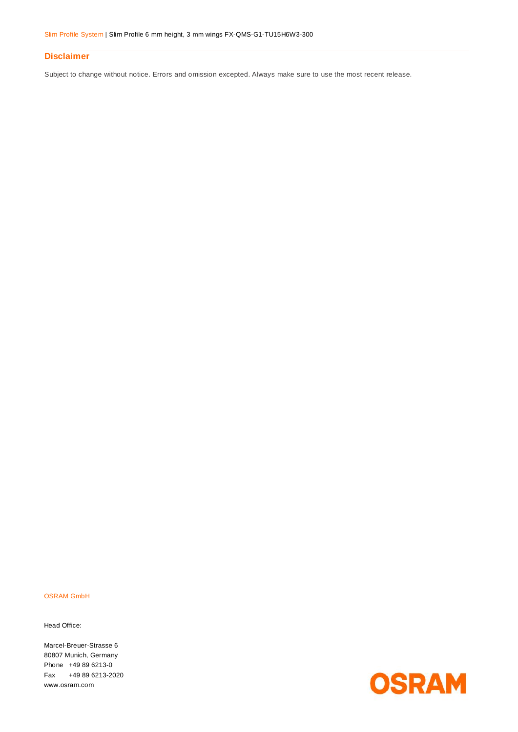## Disclaimer

Subject to change without notice. Errors and omission excepted. Always make sure to use the most recent release.

OSRAM GmbH

Head Office:

Marcel-Breuer-Strasse 6
80807 Munich, Germany
Phone +49 89 6213-0
Fax +49 89 6213-2020
www.osram.com

OSRAM